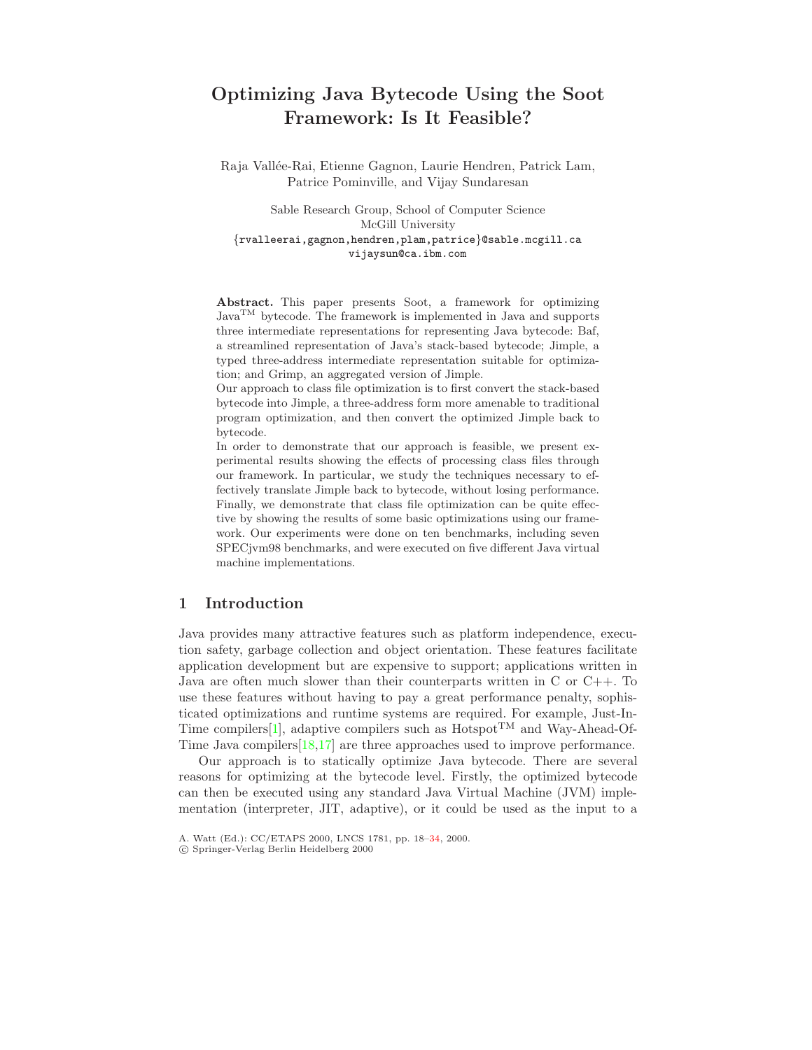# Optimizing Java Bytecode Using the Soot Framework: Is It Feasible?

Raja Vallée-Rai, Etienne Gagnon, Laurie Hendren, Patrick Lam, Patrice Pominville, and Vijay Sundaresan

Sable Research Group, School of Computer Science
McGill University
{rvalleerai,gagnon,hendren,plam,patrice}@sable.mcgill.ca
vijaysun@ca.ibm.com

**Abstract.** This paper presents Soot, a framework for optimizing Java™ bytecode. The framework is implemented in Java and supports three intermediate representations for representing Java bytecode: Baf, a streamlined representation of Java's stack-based bytecode; Jimple, a typed three-address intermediate representation suitable for optimization; and Grimp, an aggregated version of Jimple.

Our approach to class file optimization is to first convert the stack-based bytecode into Jimple, a three-address form more amenable to traditional program optimization, and then convert the optimized Jimple back to bytecode.

In order to demonstrate that our approach is feasible, we present experimental results showing the effects of processing class files through our framework. In particular, we study the techniques necessary to effectively translate Jimple back to bytecode, without losing performance. Finally, we demonstrate that class file optimization can be quite effective by showing the results of some basic optimizations using our framework. Our experiments were done on ten benchmarks, including seven SPECjvm98 benchmarks, and were executed on five different Java virtual machine implementations.

## 1 Introduction

Java provides many attractive features such as platform independence, execution safety, garbage collection and object orientation. These features facilitate application development but are expensive to support; applications written in Java are often much slower than their counterparts written in C or C++. To use these features without having to pay a great performance penalty, sophisticated optimizations and runtime systems are required. For example, Just-In-Time compilers[1], adaptive compilers such as Hotspot™ and Way-Ahead-Of-Time Java compilers[18,17] are three approaches used to improve performance.

Our approach is to statically optimize Java bytecode. There are several reasons for optimizing at the bytecode level. Firstly, the optimized bytecode can then be executed using any standard Java Virtual Machine (JVM) implementation (interpreter, JIT, adaptive), or it could be used as the input to a

A. Watt (Ed.): CC/ETAPS 2000, LNCS 1781, pp. 18–34, 2000.
© Springer-Verlag Berlin Heidelberg 2000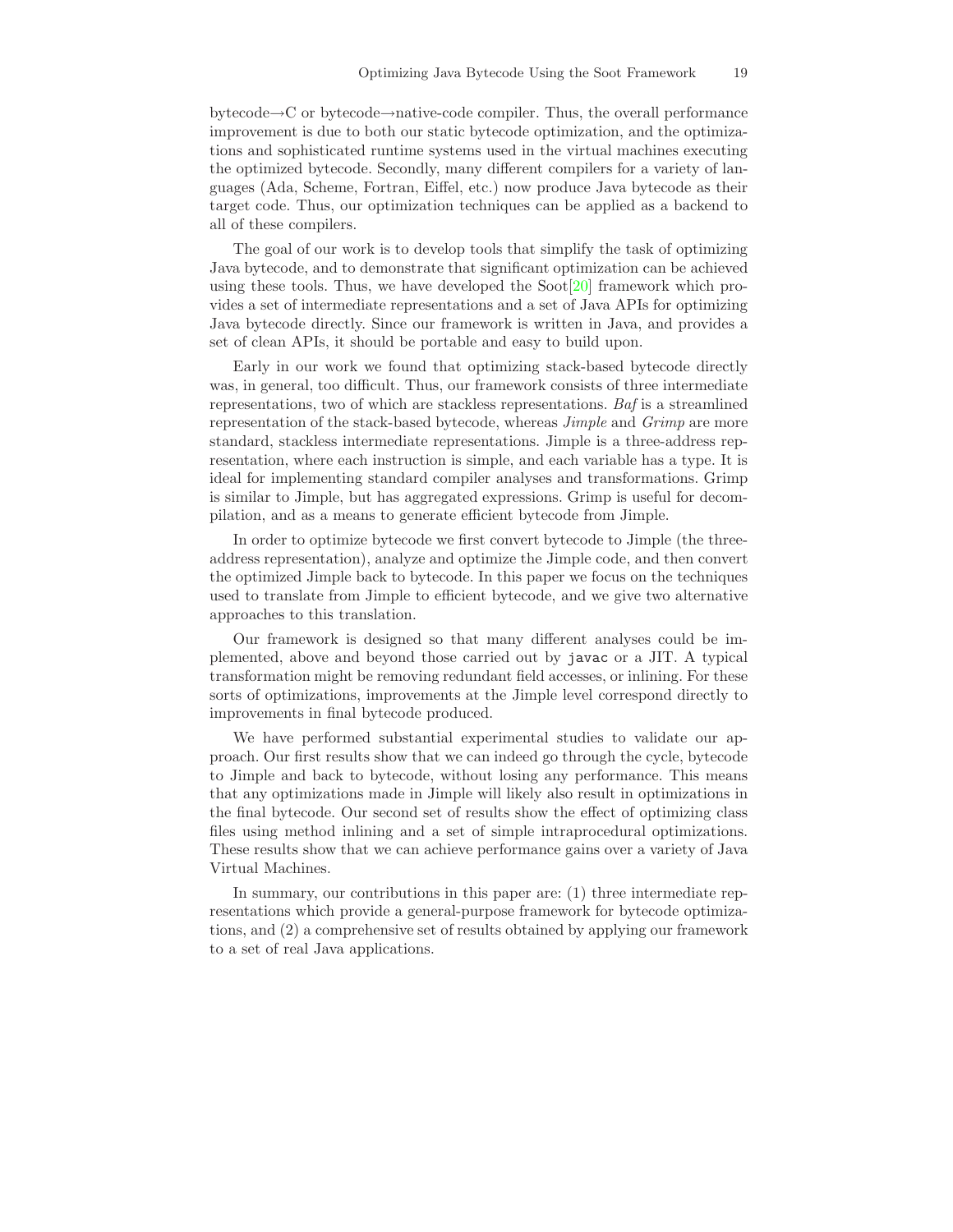bytecode→C or bytecode→native-code compiler. Thus, the overall performance improvement is due to both our static bytecode optimization, and the optimizations and sophisticated runtime systems used in the virtual machines executing the optimized bytecode. Secondly, many different compilers for a variety of languages (Ada, Scheme, Fortran, Eiffel, etc.) now produce Java bytecode as their target code. Thus, our optimization techniques can be applied as a backend to all of these compilers.

The goal of our work is to develop tools that simplify the task of optimizing Java bytecode, and to demonstrate that significant optimization can be achieved using these tools. Thus, we have developed the Soot[20] framework which provides a set of intermediate representations and a set of Java APIs for optimizing Java bytecode directly. Since our framework is written in Java, and provides a set of clean APIs, it should be portable and easy to build upon.

Early in our work we found that optimizing stack-based bytecode directly was, in general, too difficult. Thus, our framework consists of three intermediate representations, two of which are stackless representations. *Baf* is a streamlined representation of the stack-based bytecode, whereas *Jimple* and *Grimp* are more standard, stackless intermediate representations. Jimple is a three-address representation, where each instruction is simple, and each variable has a type. It is ideal for implementing standard compiler analyses and transformations. Grimp is similar to Jimple, but has aggregated expressions. Grimp is useful for decompilation, and as a means to generate efficient bytecode from Jimple.

In order to optimize bytecode we first convert bytecode to Jimple (the three-address representation), analyze and optimize the Jimple code, and then convert the optimized Jimple back to bytecode. In this paper we focus on the techniques used to translate from Jimple to efficient bytecode, and we give two alternative approaches to this translation.

Our framework is designed so that many different analyses could be implemented, above and beyond those carried out by `javac` or a JIT. A typical transformation might be removing redundant field accesses, or inlining. For these sorts of optimizations, improvements at the Jimple level correspond directly to improvements in final bytecode produced.

We have performed substantial experimental studies to validate our approach. Our first results show that we can indeed go through the cycle, bytecode to Jimple and back to bytecode, without losing any performance. This means that any optimizations made in Jimple will likely also result in optimizations in the final bytecode. Our second set of results show the effect of optimizing class files using method inlining and a set of simple intraprocedural optimizations. These results show that we can achieve performance gains over a variety of Java Virtual Machines.

In summary, our contributions in this paper are: (1) three intermediate representations which provide a general-purpose framework for bytecode optimizations, and (2) a comprehensive set of results obtained by applying our framework to a set of real Java applications.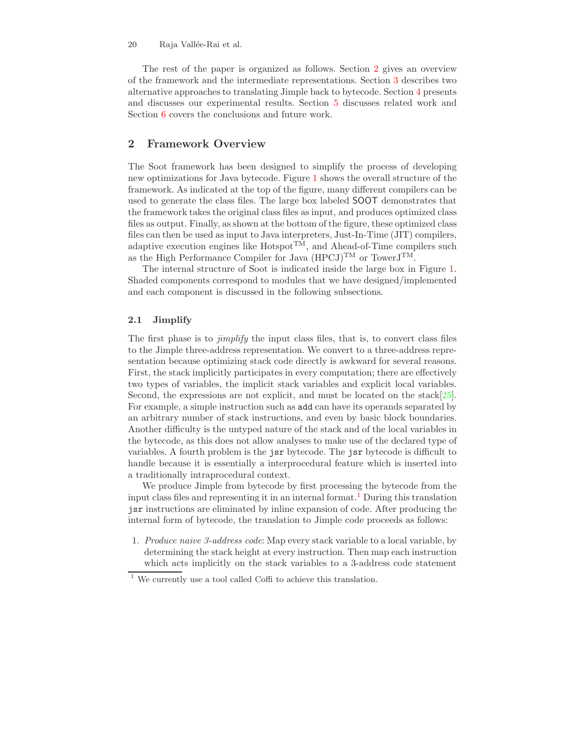The rest of the paper is organized as follows. Section 2 gives an overview of the framework and the intermediate representations. Section 3 describes two alternative approaches to translating Jimple back to bytecode. Section 4 presents and discusses our experimental results. Section 5 discusses related work and Section 6 covers the conclusions and future work.

## 2 Framework Overview

The Soot framework has been designed to simplify the process of developing new optimizations for Java bytecode. Figure 1 shows the overall structure of the framework. As indicated at the top of the figure, many different compilers can be used to generate the class files. The large box labeled SOOT demonstrates that the framework takes the original class files as input, and produces optimized class files as output. Finally, as shown at the bottom of the figure, these optimized class files can then be used as input to Java interpreters, Just-In-Time (JIT) compilers, adaptive execution engines like Hotspot™, and Ahead-of-Time compilers such as the High Performance Compiler for Java (HPCJ)™ or TowerJ™.

The internal structure of Soot is indicated inside the large box in Figure 1. Shaded components correspond to modules that we have designed/implemented and each component is discussed in the following subsections.

### 2.1 Jimplify

The first phase is to *jimplify* the input class files, that is, to convert class files to the Jimple three-address representation. We convert to a three-address representation because optimizing stack code directly is awkward for several reasons. First, the stack implicitly participates in every computation; there are effectively two types of variables, the implicit stack variables and explicit local variables. Second, the expressions are not explicit, and must be located on the stack[25]. For example, a simple instruction such as `add` can have its operands separated by an arbitrary number of stack instructions, and even by basic block boundaries. Another difficulty is the untyped nature of the stack and of the local variables in the bytecode, as this does not allow analyses to make use of the declared type of variables. A fourth problem is the `jsr` bytecode. The `jsr` bytecode is difficult to handle because it is essentially a interprocedural feature which is inserted into a traditionally intraprocedural context.

We produce Jimple from bytecode by first processing the bytecode from the input class files and representing it in an internal format.[1] During this translation `jsr` instructions are eliminated by inline expansion of code. After producing the internal form of bytecode, the translation to Jimple code proceeds as follows:

1. *Produce naive 3-address code*: Map every stack variable to a local variable, by determining the stack height at every instruction. Then map each instruction which acts implicitly on the stack variables to a 3-address code statement

[1] We currently use a tool called Coffi to achieve this translation.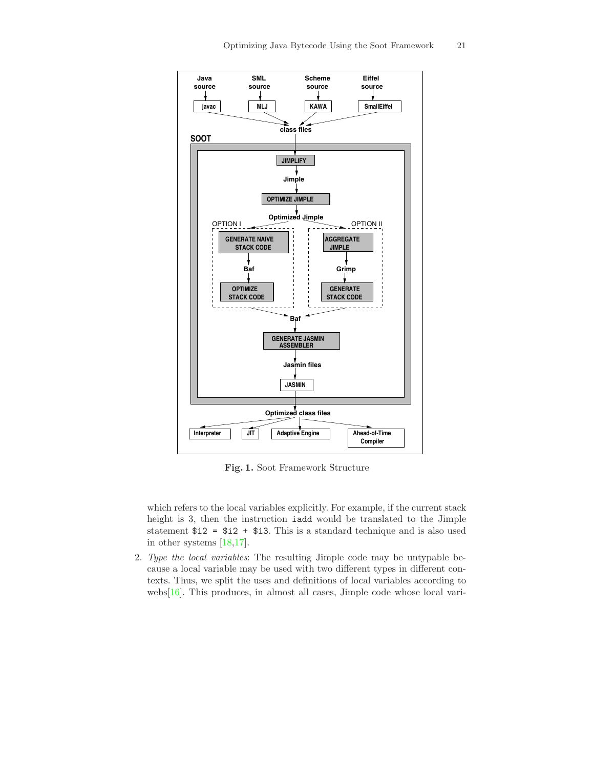Fig. 1. Soot Framework Structure

which refers to the local variables explicitly. For example, if the current stack height is 3, then the instruction `iadd` would be translated to the Jimple statement `$i2 = $i2 + $i3`. This is a standard technique and is also used in other systems [18,17].

2. *Type the local variables*: The resulting Jimple code may be untypable because a local variable may be used with two different types in different contexts. Thus, we split the uses and definitions of local variables according to webs[16]. This produces, in almost all cases, Jimple code whose local vari-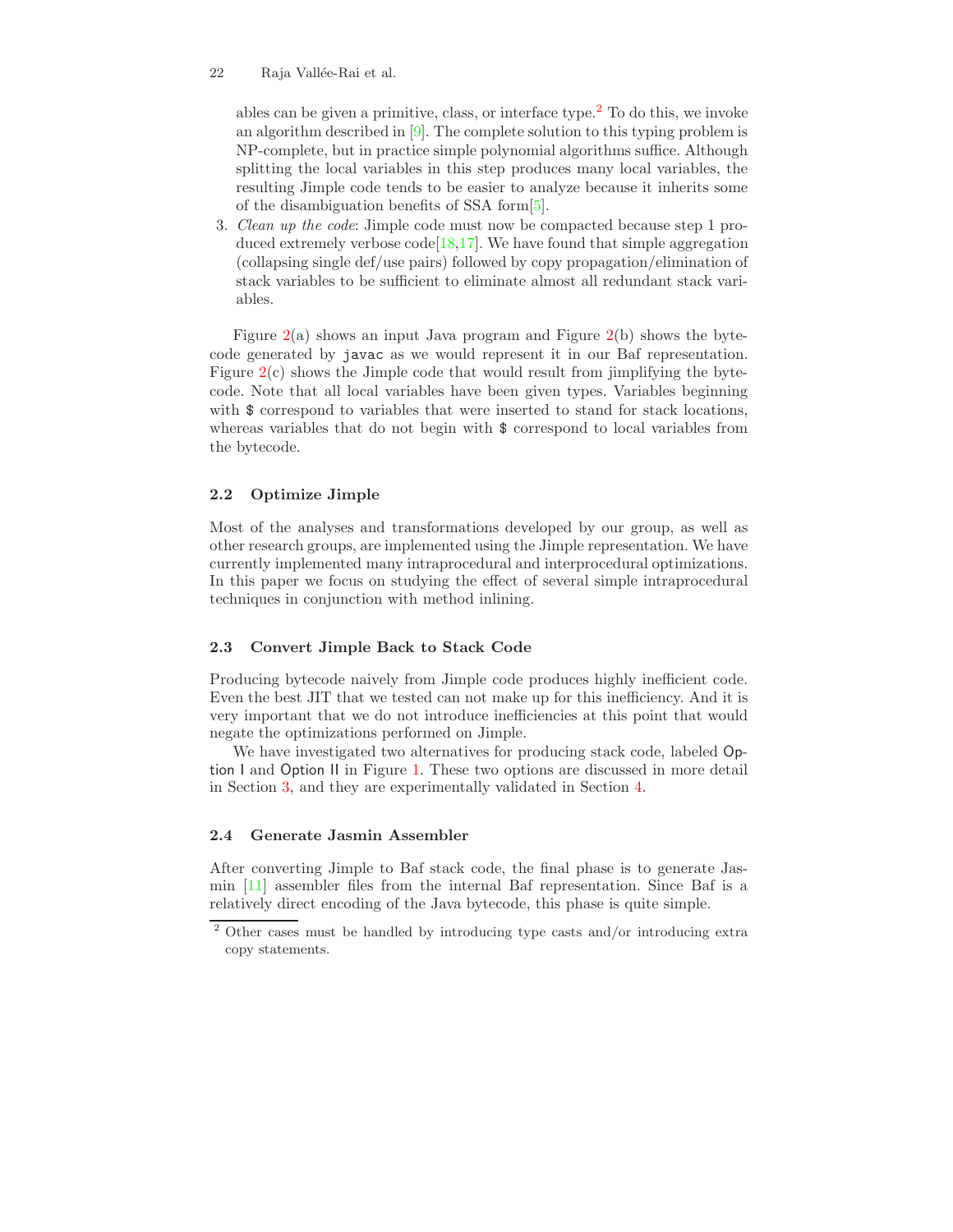ables can be given a primitive, class, or interface type.[2] To do this, we invoke an algorithm described in [9]. The complete solution to this typing problem is NP-complete, but in practice simple polynomial algorithms suffice. Although splitting the local variables in this step produces many local variables, the resulting Jimple code tends to be easier to analyze because it inherits some of the disambiguation benefits of SSA form[5].

3. *Clean up the code*: Jimple code must now be compacted because step 1 produced extremely verbose code[18,17]. We have found that simple aggregation (collapsing single def/use pairs) followed by copy propagation/elimination of stack variables to be sufficient to eliminate almost all redundant stack variables.

Figure 2(a) shows an input Java program and Figure 2(b) shows the bytecode generated by `javac` as we would represent it in our Baf representation. Figure 2(c) shows the Jimple code that would result from jimplifying the bytecode. Note that all local variables have been given types. Variables beginning with `$` correspond to variables that were inserted to stand for stack locations, whereas variables that do not begin with `$` correspond to local variables from the bytecode.

### 2.2 Optimize Jimple

Most of the analyses and transformations developed by our group, as well as other research groups, are implemented using the Jimple representation. We have currently implemented many intraprocedural and interprocedural optimizations. In this paper we focus on studying the effect of several simple intraprocedural techniques in conjunction with method inlining.

### 2.3 Convert Jimple Back to Stack Code

Producing bytecode naively from Jimple code produces highly inefficient code. Even the best JIT that we tested can not make up for this inefficiency. And it is very important that we do not introduce inefficiencies at this point that would negate the optimizations performed on Jimple.

We have investigated two alternatives for producing stack code, labeled Option I and Option II in Figure 1. These two options are discussed in more detail in Section 3, and they are experimentally validated in Section 4.

### 2.4 Generate Jasmin Assembler

After converting Jimple to Baf stack code, the final phase is to generate Jasmin [11] assembler files from the internal Baf representation. Since Baf is a relatively direct encoding of the Java bytecode, this phase is quite simple.

[2] Other cases must be handled by introducing type casts and/or introducing extra copy statements.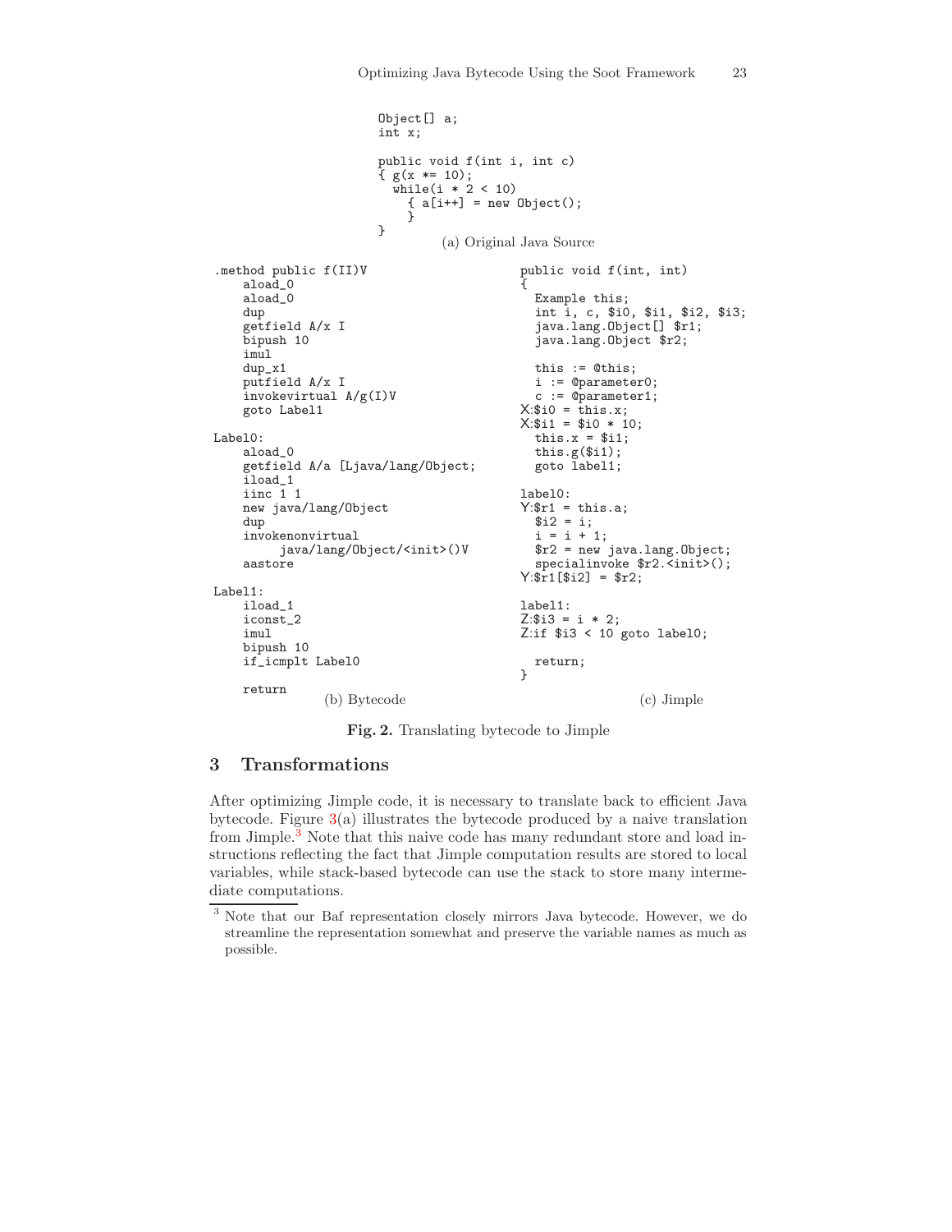```
Object[] a;
int x;

public void f(int i, int c)
{ g(x *= 10);
  while(i * 2 < 10)
    { a[i++] = new Object();
    }
}
```

(a) Original Java Source

```
.method public f(II)V
    aload_0
    aload_0
    dup
    getfield A/x I
    bipush 10
    imul
    dup_x1
    putfield A/x I
    invokevirtual A/g(I)V
    goto Label1

Label0:
    aload_0
    getfield A/a [Ljava/lang/Object;
    iload_1
    iinc 1 1
    new java/lang/Object
    dup
    invokenonvirtual
         java/lang/Object/<init>()V
    aastore

Label1:
    iload_1
    iconst_2
    imul
    bipush 10
    if_icmplt Label0

    return
```

(b) Bytecode

```
public void f(int, int)
{
  Example this;
  int i, c, $i0, $i1, $i2, $i3;
  java.lang.Object[] $r1;
  java.lang.Object $r2;

  this := @this;
  i := @parameter0;
  c := @parameter1;
X:$i0 = this.x;
X:$i1 = $i0 * 10;
  this.x = $i1;
  this.g($i1);
  goto label1;

label0:
Y:$r1 = this.a;
  $i2 = i;
  i = i + 1;
  $r2 = new java.lang.Object;
  specialinvoke $r2.<init>();
Y:$r1[$i2] = $r2;

label1:
Z:$i3 = i * 2;
Z:if $i3 < 10 goto label0;

  return;
}
```

(c) Jimple

**Fig. 2.** Translating bytecode to Jimple

## 3 Transformations

After optimizing Jimple code, it is necessary to translate back to efficient Java bytecode. Figure 3(a) illustrates the bytecode produced by a naive translation from Jimple.[3] Note that this naive code has many redundant store and load instructions reflecting the fact that Jimple computation results are stored to local variables, while stack-based bytecode can use the stack to store many intermediate computations.

[3] Note that our Baf representation closely mirrors Java bytecode. However, we do streamline the representation somewhat and preserve the variable names as much as possible.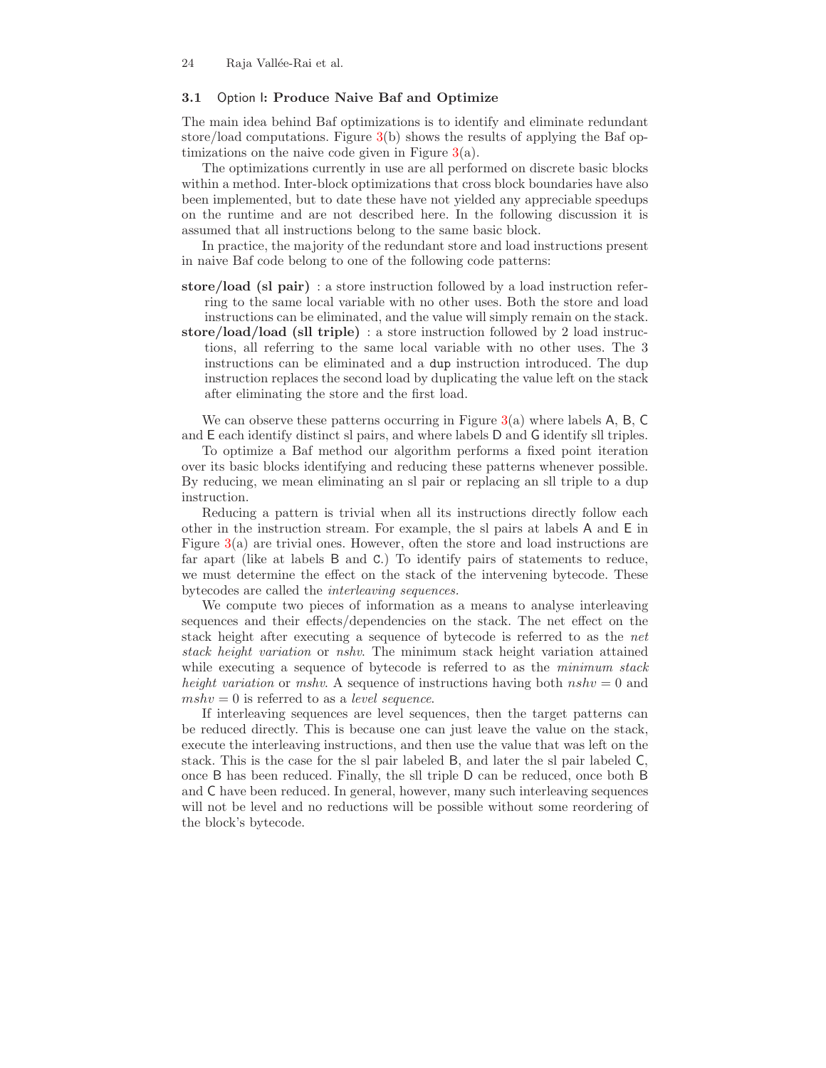### 3.1 Option I: Produce Naive Baf and Optimize

The main idea behind Baf optimizations is to identify and eliminate redundant store/load computations. Figure 3(b) shows the results of applying the Baf optimizations on the naive code given in Figure 3(a).

The optimizations currently in use are all performed on discrete basic blocks within a method. Inter-block optimizations that cross block boundaries have also been implemented, but to date these have not yielded any appreciable speedups on the runtime and are not described here. In the following discussion it is assumed that all instructions belong to the same basic block.

In practice, the majority of the redundant store and load instructions present in naive Baf code belong to one of the following code patterns:

**store/load (sl pair)** : a store instruction followed by a load instruction referring to the same local variable with no other uses. Both the store and load instructions can be eliminated, and the value will simply remain on the stack.

**store/load/load (sll triple)** : a store instruction followed by 2 load instructions, all referring to the same local variable with no other uses. The 3 instructions can be eliminated and a `dup` instruction introduced. The dup instruction replaces the second load by duplicating the value left on the stack after eliminating the store and the first load.

We can observe these patterns occurring in Figure 3(a) where labels A, B, C and E each identify distinct sl pairs, and where labels D and G identify sll triples.

To optimize a Baf method our algorithm performs a fixed point iteration over its basic blocks identifying and reducing these patterns whenever possible. By reducing, we mean eliminating an sl pair or replacing an sll triple to a dup instruction.

Reducing a pattern is trivial when all its instructions directly follow each other in the instruction stream. For example, the sl pairs at labels A and E in Figure 3(a) are trivial ones. However, often the store and load instructions are far apart (like at labels B and C.) To identify pairs of statements to reduce, we must determine the effect on the stack of the intervening bytecode. These bytecodes are called the *interleaving sequences*.

We compute two pieces of information as a means to analyse interleaving sequences and their effects/dependencies on the stack. The net effect on the stack height after executing a sequence of bytecode is referred to as the *net stack height variation* or *nshv*. The minimum stack height variation attained while executing a sequence of bytecode is referred to as the *minimum stack height variation* or *mshv*. A sequence of instructions having both $nshv = 0$ and $mshv = 0$ is referred to as a *level sequence*.

If interleaving sequences are level sequences, then the target patterns can be reduced directly. This is because one can just leave the value on the stack, execute the interleaving instructions, and then use the value that was left on the stack. This is the case for the sl pair labeled B, and later the sl pair labeled C, once B has been reduced. Finally, the sll triple D can be reduced, once both B and C have been reduced. In general, however, many such interleaving sequences will not be level and no reductions will be possible without some reordering of the block's bytecode.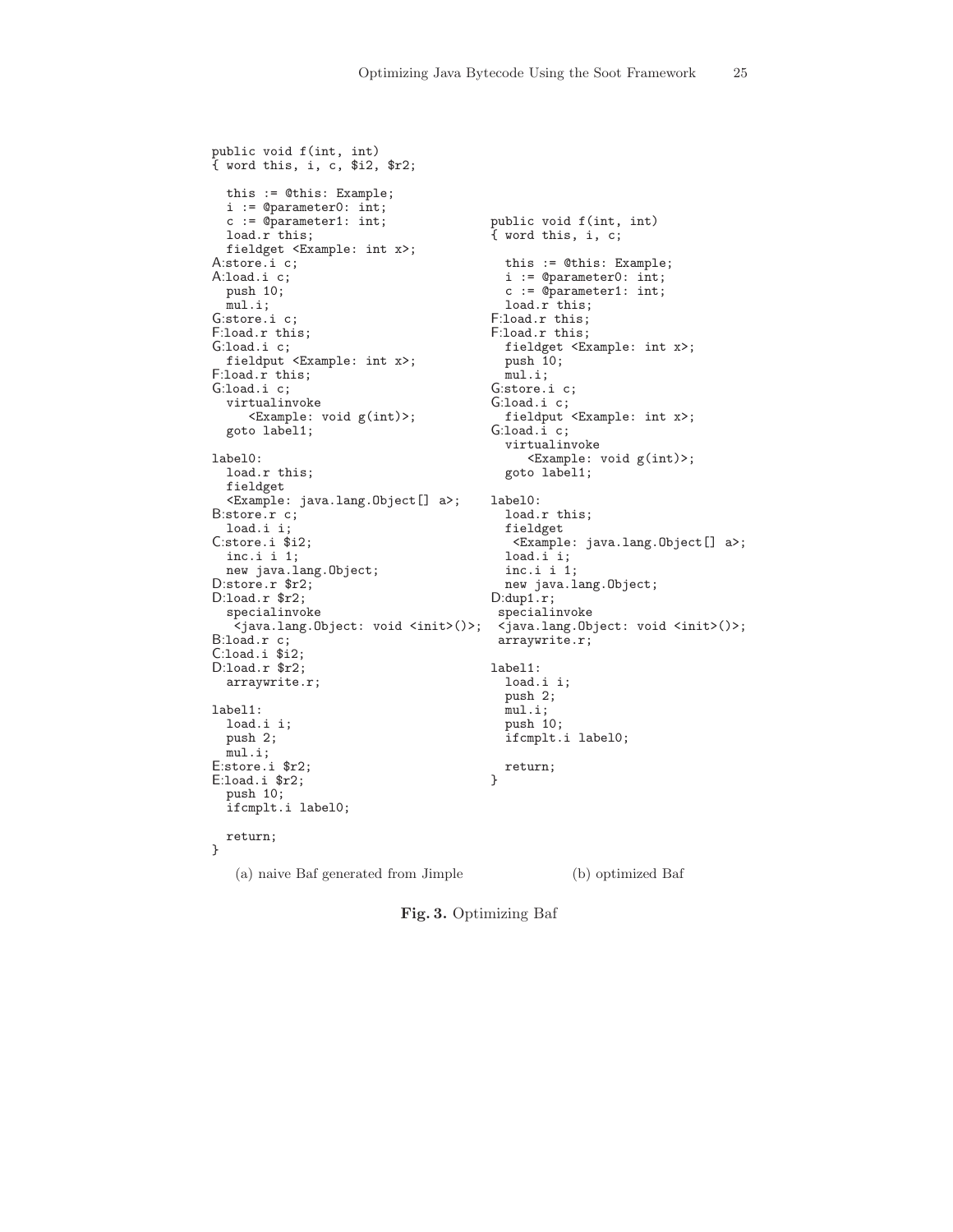(a) naive Baf generated from Jimple

```
public void f(int, int)
{ word this, i, c, $i2, $r2;

  this := @this: Example;
  i := @parameter0: int;
  c := @parameter1: int;
  load.r this;
  fieldget <Example: int x>;
A:store.i c;
A:load.i c;
  push 10;
  mul.i;
G:store.i c;
F:load.r this;
G:load.i c;
  fieldput <Example: int x>;
F:load.r this;
G:load.i c;
  virtualinvoke
     <Example: void g(int)>;
  goto label1;

label0:
  load.r this;
  fieldget
  <Example: java.lang.Object[] a>;
B:store.r c;
  load.i i;
C:store.i $i2;
  inc.i i 1;
  new java.lang.Object;
D:store.r $r2;
D:load.r $r2;
  specialinvoke
   <java.lang.Object: void <init>()>;
B:load.r c;
C:load.i $i2;
D:load.r $r2;
  arraywrite.r;

label1:
  load.i i;
  push 2;
  mul.i;
E:store.i $r2;
E:load.i $r2;
  push 10;
  ifcmplt.i label0;

  return;
}
```

(b) optimized Baf

```
public void f(int, int)
{ word this, i, c;

  this := @this: Example;
  i := @parameter0: int;
  c := @parameter1: int;
  load.r this;
F:load.r this;
F:load.r this;
  fieldget <Example: int x>;
  push 10;
  mul.i;
G:store.i c;
G:load.i c;
  fieldput <Example: int x>;
G:load.i c;
  virtualinvoke
     <Example: void g(int)>;
  goto label1;

label0:
  load.r this;
  fieldget
   <Example: java.lang.Object[] a>;
  load.i i;
  inc.i i 1;
  new java.lang.Object;
D:dup1.r;
 specialinvoke
 <java.lang.Object: void <init>()>;
 arraywrite.r;

label1:
  load.i i;
  push 2;
  mul.i;
  push 10;
  ifcmplt.i label0;

  return;
}
```

**Fig. 3.** Optimizing Baf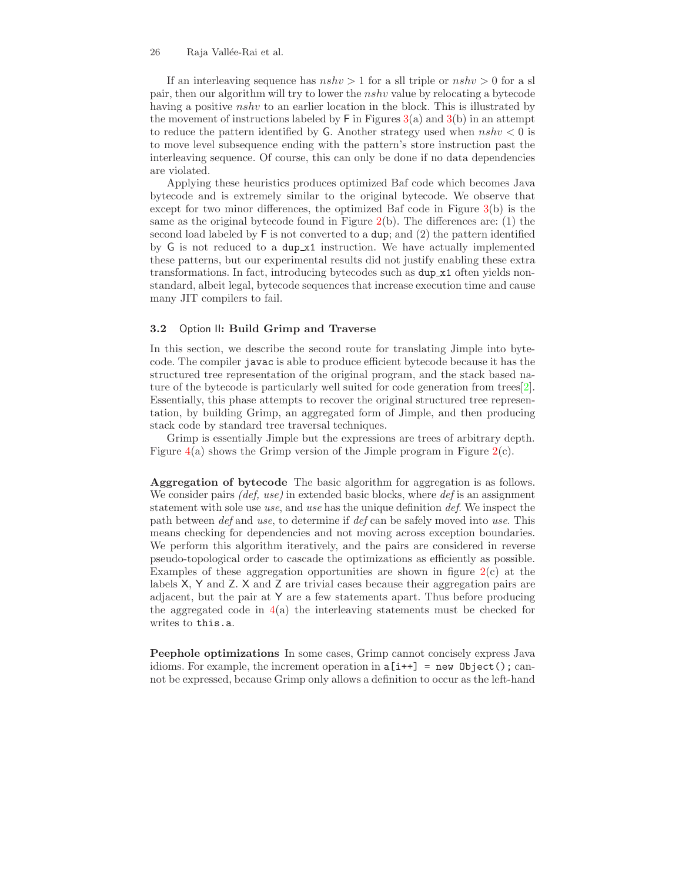If an interleaving sequence has *nshv* > 1 for a sll triple or *nshv* > 0 for a sl pair, then our algorithm will try to lower the *nshv* value by relocating a bytecode having a positive *nshv* to an earlier location in the block. This is illustrated by the movement of instructions labeled by F in Figures 3(a) and 3(b) in an attempt to reduce the pattern identified by G. Another strategy used when *nshv* < 0 is to move level subsequence ending with the pattern's store instruction past the interleaving sequence. Of course, this can only be done if no data dependencies are violated.

Applying these heuristics produces optimized Baf code which becomes Java bytecode and is extremely similar to the original bytecode. We observe that except for two minor differences, the optimized Baf code in Figure 3(b) is the same as the original bytecode found in Figure 2(b). The differences are: (1) the second load labeled by F is not converted to a `dup`; and (2) the pattern identified by G is not reduced to a `dup_x1` instruction. We have actually implemented these patterns, but our experimental results did not justify enabling these extra transformations. In fact, introducing bytecodes such as `dup_x1` often yields non-standard, albeit legal, bytecode sequences that increase execution time and cause many JIT compilers to fail.

### 3.2 Option II: Build Grimp and Traverse

In this section, we describe the second route for translating Jimple into bytecode. The compiler `javac` is able to produce efficient bytecode because it has the structured tree representation of the original program, and the stack based nature of the bytecode is particularly well suited for code generation from trees[2]. Essentially, this phase attempts to recover the original structured tree representation, by building Grimp, an aggregated form of Jimple, and then producing stack code by standard tree traversal techniques.

Grimp is essentially Jimple but the expressions are trees of arbitrary depth. Figure 4(a) shows the Grimp version of the Jimple program in Figure 2(c).

**Aggregation of bytecode** The basic algorithm for aggregation is as follows. We consider pairs *(def, use)* in extended basic blocks, where *def* is an assignment statement with sole use *use*, and *use* has the unique definition *def*. We inspect the path between *def* and *use*, to determine if *def* can be safely moved into *use*. This means checking for dependencies and not moving across exception boundaries. We perform this algorithm iteratively, and the pairs are considered in reverse pseudo-topological order to cascade the optimizations as efficiently as possible. Examples of these aggregation opportunities are shown in figure 2(c) at the labels X, Y and Z. X and Z are trivial cases because their aggregation pairs are adjacent, but the pair at Y are a few statements apart. Thus before producing the aggregated code in 4(a) the interleaving statements must be checked for writes to `this.a`.

**Peephole optimizations** In some cases, Grimp cannot concisely express Java idioms. For example, the increment operation in `a[i++] = new Object();` cannot be expressed, because Grimp only allows a definition to occur as the left-hand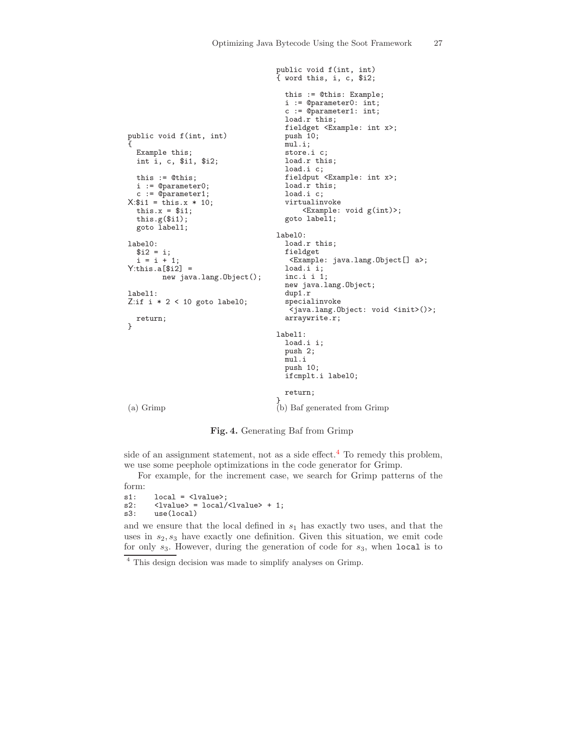```
public void f(int, int)
{
  Example this;
  int i, c, $i1, $i2;

  this := @this;
  i := @parameter0;
  c := @parameter1;
X:$i1 = this.x * 10;
  this.x = $i1;
  this.g($i1);
  goto label1;

label0:
  $i2 = i;
  i = i + 1;
Y:this.a[$i2] =
        new java.lang.Object();

label1:
Z:if i * 2 < 10 goto label0;

  return;
}
```

(a) Grimp

```
public void f(int, int)
{ word this, i, c, $i2;

  this := @this: Example;
  i := @parameter0: int;
  c := @parameter1: int;
  load.r this;
  fieldget <Example: int x>;
  push 10;
  mul.i;
  store.i c;
  load.r this;
  load.i c;
  fieldput <Example: int x>;
  load.r this;
  load.i c;
  virtualinvoke
      <Example: void g(int)>;
  goto label1;

label0:
  load.r this;
  fieldget
   <Example: java.lang.Object[] a>;
  load.i i;
  inc.i i 1;
  new java.lang.Object;
  dup1.r
  specialinvoke
   <java.lang.Object: void <init>()>;
  arraywrite.r;

label1:
  load.i i;
  push 2;
  mul.i
  push 10;
  ifcmplt.i label0;

  return;
}
```

(b) Baf generated from Grimp

**Fig. 4.** Generating Baf from Grimp

side of an assignment statement, not as a side effect.[4] To remedy this problem, we use some peephole optimizations in the code generator for Grimp.

For example, for the increment case, we search for Grimp patterns of the form:

```
s1:    local = <lvalue>;
s2:    <lvalue> = local/<lvalue> + 1;
s3:    use(local)
```

and we ensure that the local defined in $s_1$ has exactly two uses, and that the uses in $s_2, s_3$ have exactly one definition. Given this situation, we emit code for only $s_3$. However, during the generation of code for $s_3$, when `local` is to

[4] This design decision was made to simplify analyses on Grimp.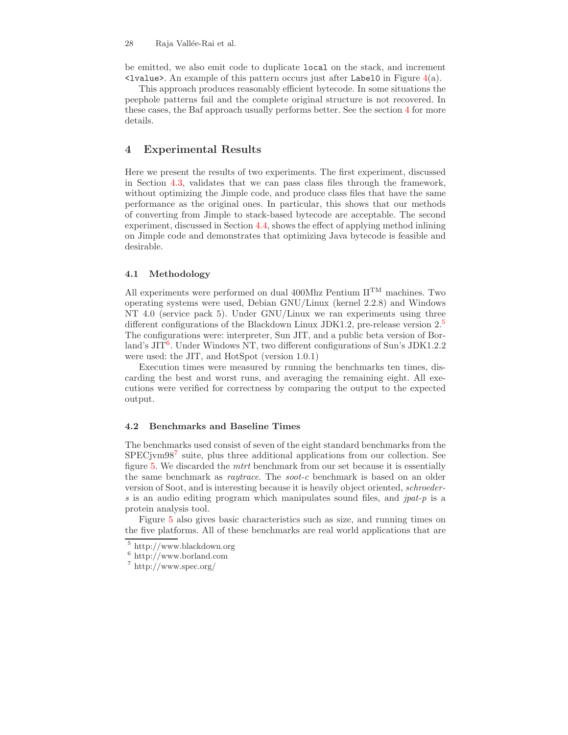be emitted, we also emit code to duplicate `local` on the stack, and increment `<lvalue>`. An example of this pattern occurs just after `Label0` in Figure 4(a).

This approach produces reasonably efficient bytecode. In some situations the peephole patterns fail and the complete original structure is not recovered. In these cases, the Baf approach usually performs better. See the section 4 for more details.

## 4 Experimental Results

Here we present the results of two experiments. The first experiment, discussed in Section 4.3, validates that we can pass class files through the framework, without optimizing the Jimple code, and produce class files that have the same performance as the original ones. In particular, this shows that our methods of converting from Jimple to stack-based bytecode are acceptable. The second experiment, discussed in Section 4.4, shows the effect of applying method inlining on Jimple code and demonstrates that optimizing Java bytecode is feasible and desirable.

### 4.1 Methodology

All experiments were performed on dual 400Mhz Pentium II™ machines. Two operating systems were used, Debian GNU/Linux (kernel 2.2.8) and Windows NT 4.0 (service pack 5). Under GNU/Linux we ran experiments using three different configurations of the Blackdown Linux JDK1.2, pre-release version 2.[5] The configurations were: interpreter, Sun JIT, and a public beta version of Borland's JIT[6]. Under Windows NT, two different configurations of Sun's JDK1.2.2 were used: the JIT, and HotSpot (version 1.0.1)

Execution times were measured by running the benchmarks ten times, discarding the best and worst runs, and averaging the remaining eight. All executions were verified for correctness by comparing the output to the expected output.

### 4.2 Benchmarks and Baseline Times

The benchmarks used consist of seven of the eight standard benchmarks from the SPECjvm98[7] suite, plus three additional applications from our collection. See figure 5. We discarded the *mtrt* benchmark from our set because it is essentially the same benchmark as *raytrace*. The *soot-c* benchmark is based on an older version of Soot, and is interesting because it is heavily object oriented, *schroeder-s* is an audio editing program which manipulates sound files, and *jpat-p* is a protein analysis tool.

Figure 5 also gives basic characteristics such as size, and running times on the five platforms. All of these benchmarks are real world applications that are

[5] http://www.blackdown.org
[6] http://www.borland.com
[7] http://www.spec.org/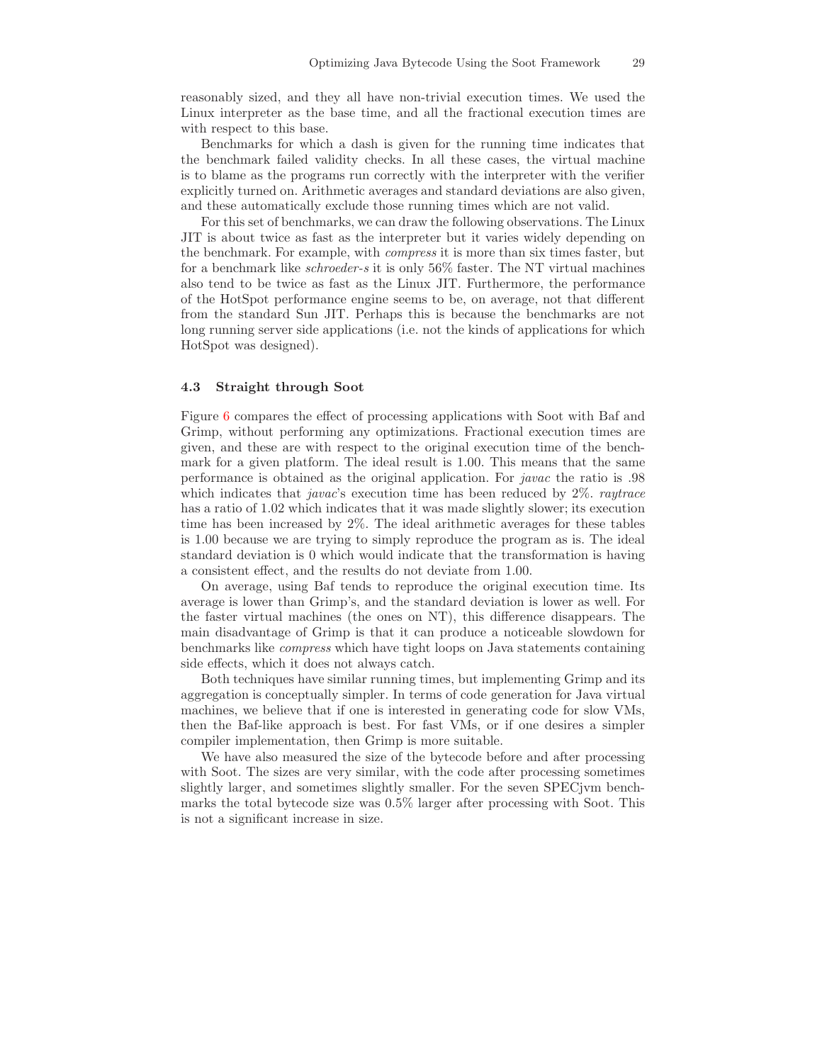reasonably sized, and they all have non-trivial execution times. We used the Linux interpreter as the base time, and all the fractional execution times are with respect to this base.

Benchmarks for which a dash is given for the running time indicates that the benchmark failed validity checks. In all these cases, the virtual machine is to blame as the programs run correctly with the interpreter with the verifier explicitly turned on. Arithmetic averages and standard deviations are also given, and these automatically exclude those running times which are not valid.

For this set of benchmarks, we can draw the following observations. The Linux JIT is about twice as fast as the interpreter but it varies widely depending on the benchmark. For example, with *compress* it is more than six times faster, but for a benchmark like *schroeder-s* it is only 56% faster. The NT virtual machines also tend to be twice as fast as the Linux JIT. Furthermore, the performance of the HotSpot performance engine seems to be, on average, not that different from the standard Sun JIT. Perhaps this is because the benchmarks are not long running server side applications (i.e. not the kinds of applications for which HotSpot was designed).

### 4.3 Straight through Soot

Figure 6 compares the effect of processing applications with Soot with Baf and Grimp, without performing any optimizations. Fractional execution times are given, and these are with respect to the original execution time of the benchmark for a given platform. The ideal result is 1.00. This means that the same performance is obtained as the original application. For *javac* the ratio is .98 which indicates that *javac*'s execution time has been reduced by 2%. *raytrace* has a ratio of 1.02 which indicates that it was made slightly slower; its execution time has been increased by 2%. The ideal arithmetic averages for these tables is 1.00 because we are trying to simply reproduce the program as is. The ideal standard deviation is 0 which would indicate that the transformation is having a consistent effect, and the results do not deviate from 1.00.

On average, using Baf tends to reproduce the original execution time. Its average is lower than Grimp's, and the standard deviation is lower as well. For the faster virtual machines (the ones on NT), this difference disappears. The main disadvantage of Grimp is that it can produce a noticeable slowdown for benchmarks like *compress* which have tight loops on Java statements containing side effects, which it does not always catch.

Both techniques have similar running times, but implementing Grimp and its aggregation is conceptually simpler. In terms of code generation for Java virtual machines, we believe that if one is interested in generating code for slow VMs, then the Baf-like approach is best. For fast VMs, or if one desires a simpler compiler implementation, then Grimp is more suitable.

We have also measured the size of the bytecode before and after processing with Soot. The sizes are very similar, with the code after processing sometimes slightly larger, and sometimes slightly smaller. For the seven SPECjvm benchmarks the total bytecode size was 0.5% larger after processing with Soot. This is not a significant increase in size.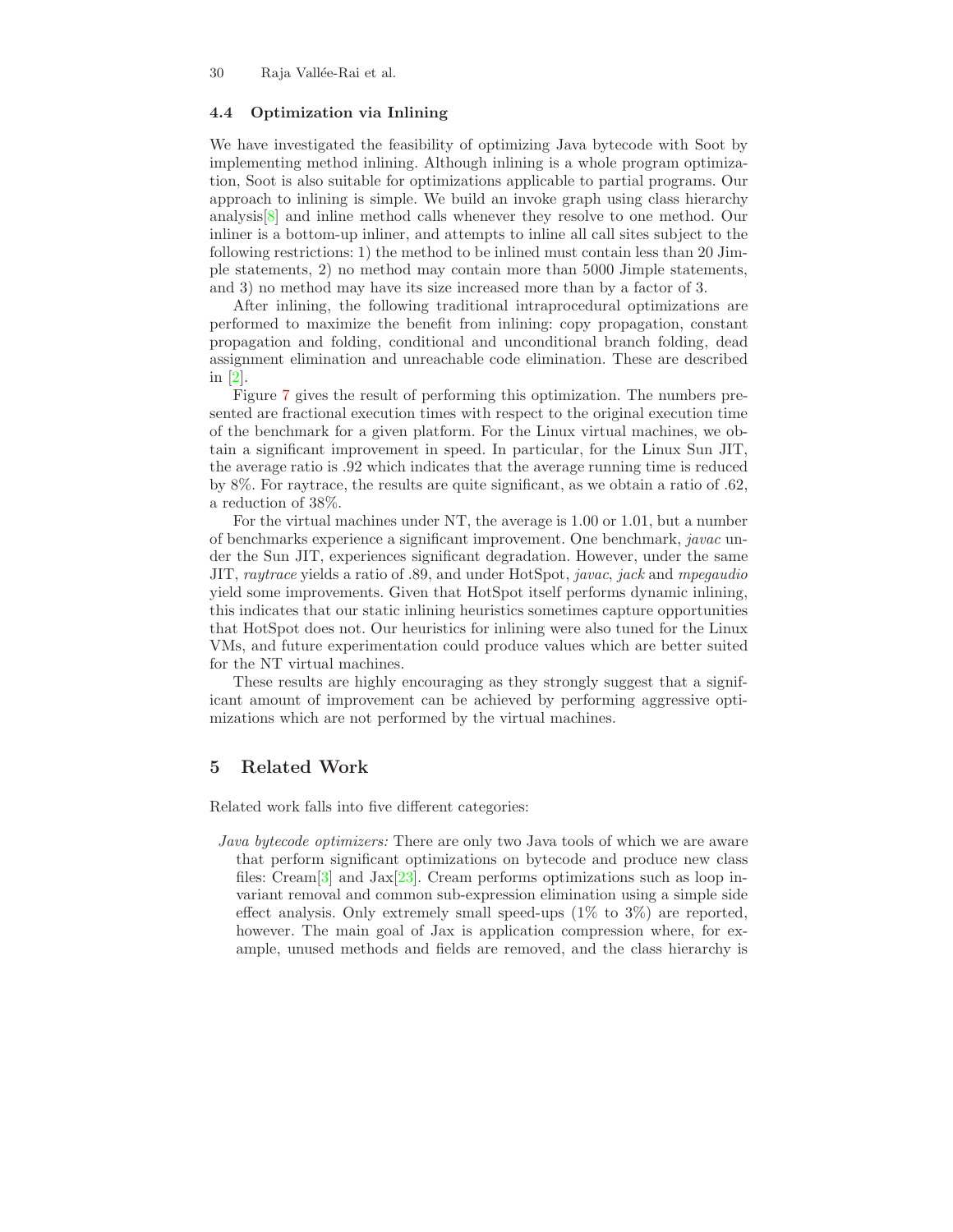### 4.4 Optimization via Inlining

We have investigated the feasibility of optimizing Java bytecode with Soot by implementing method inlining. Although inlining is a whole program optimization, Soot is also suitable for optimizations applicable to partial programs. Our approach to inlining is simple. We build an invoke graph using class hierarchy analysis[8] and inline method calls whenever they resolve to one method. Our inliner is a bottom-up inliner, and attempts to inline all call sites subject to the following restrictions: 1) the method to be inlined must contain less than 20 Jimple statements, 2) no method may contain more than 5000 Jimple statements, and 3) no method may have its size increased more than by a factor of 3.

After inlining, the following traditional intraprocedural optimizations are performed to maximize the benefit from inlining: copy propagation, constant propagation and folding, conditional and unconditional branch folding, dead assignment elimination and unreachable code elimination. These are described in [2].

Figure 7 gives the result of performing this optimization. The numbers presented are fractional execution times with respect to the original execution time of the benchmark for a given platform. For the Linux virtual machines, we obtain a significant improvement in speed. In particular, for the Linux Sun JIT, the average ratio is .92 which indicates that the average running time is reduced by 8%. For raytrace, the results are quite significant, as we obtain a ratio of .62, a reduction of 38%.

For the virtual machines under NT, the average is 1.00 or 1.01, but a number of benchmarks experience a significant improvement. One benchmark, *javac* under the Sun JIT, experiences significant degradation. However, under the same JIT, *raytrace* yields a ratio of .89, and under HotSpot, *javac*, *jack* and *mpegaudio* yield some improvements. Given that HotSpot itself performs dynamic inlining, this indicates that our static inlining heuristics sometimes capture opportunities that HotSpot does not. Our heuristics for inlining were also tuned for the Linux VMs, and future experimentation could produce values which are better suited for the NT virtual machines.

These results are highly encouraging as they strongly suggest that a significant amount of improvement can be achieved by performing aggressive optimizations which are not performed by the virtual machines.

## 5 Related Work

Related work falls into five different categories:

*Java bytecode optimizers:* There are only two Java tools of which we are aware that perform significant optimizations on bytecode and produce new class files: Cream[3] and Jax[23]. Cream performs optimizations such as loop invariant removal and common sub-expression elimination using a simple side effect analysis. Only extremely small speed-ups (1% to 3%) are reported, however. The main goal of Jax is application compression where, for example, unused methods and fields are removed, and the class hierarchy is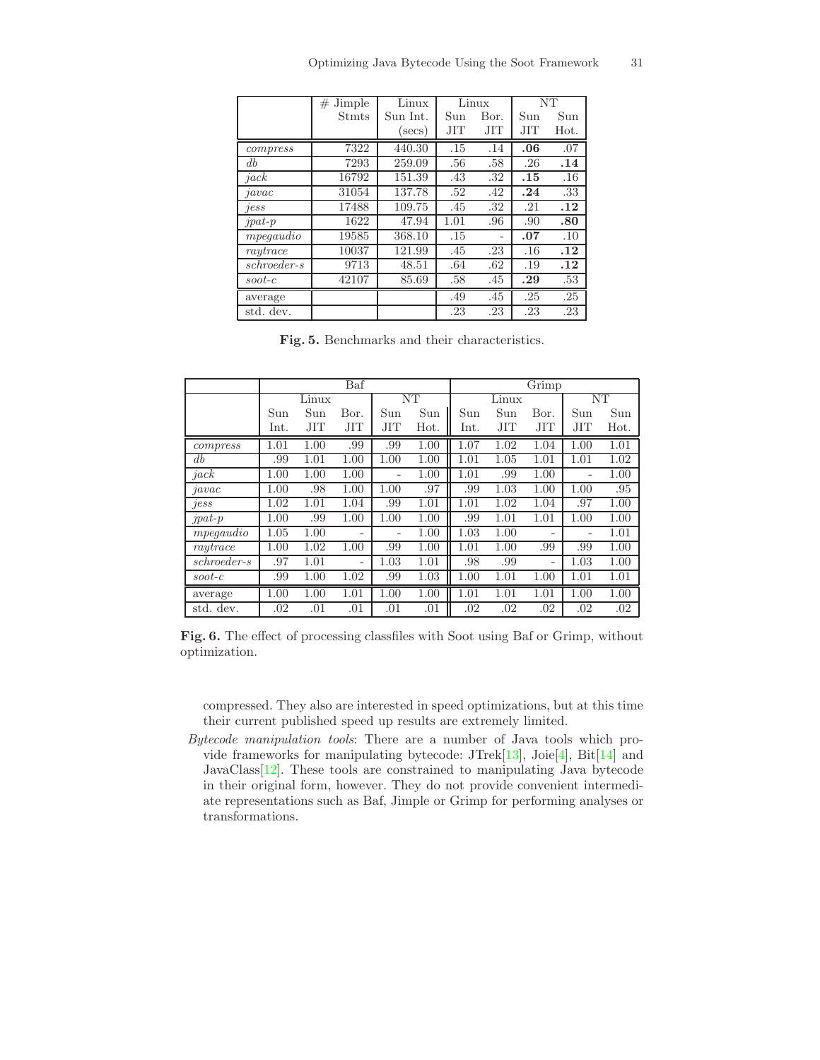| | # Jimple Stmts | Linux Sun Int. (secs) | Linux Sun JIT | Linux Bor. JIT | NT Sun JIT | NT Sun Hot. |
|---|---|---|---|---|---|---|
| *compress* | 7322 | 440.30 | .15 | .14 | **.06** | .07 |
| *db* | 7293 | 259.09 | .56 | .58 | .26 | **.14** |
| *jack* | 16792 | 151.39 | .43 | .32 | **.15** | .16 |
| *javac* | 31054 | 137.78 | .52 | .42 | **.24** | .33 |
| *jess* | 17488 | 109.75 | .45 | .32 | .21 | **.12** |
| *jpat-p* | 1622 | 47.94 | 1.01 | .96 | .90 | **.80** |
| *mpegaudio* | 19585 | 368.10 | .15 | - | **.07** | .10 |
| *raytrace* | 10037 | 121.99 | .45 | .23 | .16 | **.12** |
| *schroeder-s* | 9713 | 48.51 | .64 | .62 | .19 | **.12** |
| *soot-c* | 42107 | 85.69 | .58 | .45 | **.29** | .53 |
| average | | | .49 | .45 | .25 | .25 |
| std. dev. | | | .23 | .23 | .23 | .23 |

**Fig. 5.** Benchmarks and their characteristics.

| | Baf | | | | | Grimp | | | | |
|---|---|---|---|---|---|---|---|---|---|---|
| | Linux | | | NT | | Linux | | | NT | |
| | Sun Int. | Sun JIT | Bor. JIT | Sun JIT | Sun Hot. | Sun Int. | Sun JIT | Bor. JIT | Sun JIT | Sun Hot. |
| *compress* | 1.01 | 1.00 | .99 | .99 | 1.00 | 1.07 | 1.02 | 1.04 | 1.00 | 1.01 |
| *db* | .99 | 1.01 | 1.00 | 1.00 | 1.00 | 1.01 | 1.05 | 1.01 | 1.01 | 1.02 |
| *jack* | 1.00 | 1.00 | 1.00 | - | 1.00 | 1.01 | .99 | 1.00 | - | 1.00 |
| *javac* | 1.00 | .98 | 1.00 | 1.00 | .97 | .99 | 1.03 | 1.00 | 1.00 | .95 |
| *jess* | 1.02 | 1.01 | 1.04 | .99 | 1.01 | 1.01 | 1.02 | 1.04 | .97 | 1.00 |
| *jpat-p* | 1.00 | .99 | 1.00 | 1.00 | 1.00 | .99 | 1.01 | 1.01 | 1.00 | 1.00 |
| *mpegaudio* | 1.05 | 1.00 | - | - | 1.00 | 1.03 | 1.00 | - | - | 1.01 |
| *raytrace* | 1.00 | 1.02 | 1.00 | .99 | 1.00 | 1.01 | 1.00 | .99 | .99 | 1.00 |
| *schroeder-s* | .97 | 1.01 | - | 1.03 | 1.01 | .98 | .99 | - | 1.03 | 1.00 |
| *soot-c* | .99 | 1.00 | 1.02 | .99 | 1.03 | 1.00 | 1.01 | 1.00 | 1.01 | 1.01 |
| average | 1.00 | 1.00 | 1.01 | 1.00 | 1.00 | 1.01 | 1.01 | 1.01 | 1.00 | 1.00 |
| std. dev. | .02 | .01 | .01 | .01 | .01 | .02 | .02 | .02 | .02 | .02 |

**Fig. 6.** The effect of processing classfiles with Soot using Baf or Grimp, without optimization.

compressed. They also are interested in speed optimizations, but at this time their current published speed up results are extremely limited.

*Bytecode manipulation tools*: There are a number of Java tools which provide frameworks for manipulating bytecode: JTrek[13], Joie[4], Bit[14] and JavaClass[12]. These tools are constrained to manipulating Java bytecode in their original form, however. They do not provide convenient intermediate representations such as Baf, Jimple or Grimp for performing analyses or transformations.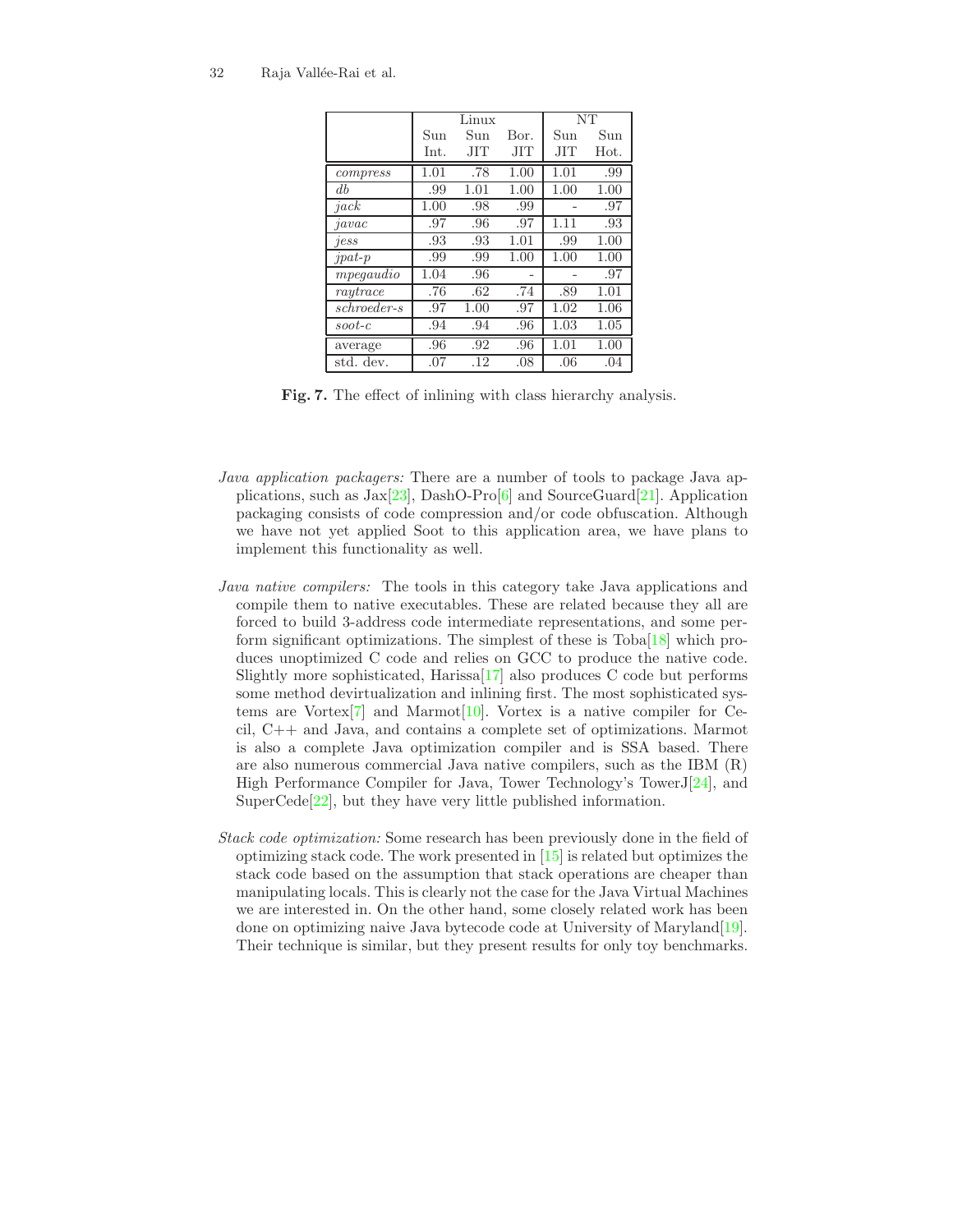| | Linux | | | NT | |
|---|---|---|---|---|---|
| | Sun Int. | Sun JIT | Bor. JIT | Sun JIT | Sun Hot. |
| *compress* | 1.01 | .78 | 1.00 | 1.01 | .99 |
| *db* | .99 | 1.01 | 1.00 | 1.00 | 1.00 |
| *jack* | 1.00 | .98 | .99 | - | .97 |
| *javac* | .97 | .96 | .97 | 1.11 | .93 |
| *jess* | .93 | .93 | 1.01 | .99 | 1.00 |
| *jpat-p* | .99 | .99 | 1.00 | 1.00 | 1.00 |
| *mpegaudio* | 1.04 | .96 | - | - | .97 |
| *raytrace* | .76 | .62 | .74 | .89 | 1.01 |
| *schroeder-s* | .97 | 1.00 | .97 | 1.02 | 1.06 |
| *soot-c* | .94 | .94 | .96 | 1.03 | 1.05 |
| average | .96 | .92 | .96 | 1.01 | 1.00 |
| std. dev. | .07 | .12 | .08 | .06 | .04 |

**Fig. 7.** The effect of inlining with class hierarchy analysis.

*Java application packagers:* There are a number of tools to package Java applications, such as Jax[23], DashO-Pro[6] and SourceGuard[21]. Application packaging consists of code compression and/or code obfuscation. Although we have not yet applied Soot to this application area, we have plans to implement this functionality as well.

*Java native compilers:* The tools in this category take Java applications and compile them to native executables. These are related because they all are forced to build 3-address code intermediate representations, and some perform significant optimizations. The simplest of these is Toba[18] which produces unoptimized C code and relies on GCC to produce the native code. Slightly more sophisticated, Harissa[17] also produces C code but performs some method devirtualization and inlining first. The most sophisticated systems are Vortex[7] and Marmot[10]. Vortex is a native compiler for Cecil, C++ and Java, and contains a complete set of optimizations. Marmot is also a complete Java optimization compiler and is SSA based. There are also numerous commercial Java native compilers, such as the IBM (R) High Performance Compiler for Java, Tower Technology's TowerJ[24], and SuperCede[22], but they have very little published information.

*Stack code optimization:* Some research has been previously done in the field of optimizing stack code. The work presented in [15] is related but optimizes the stack code based on the assumption that stack operations are cheaper than manipulating locals. This is clearly not the case for the Java Virtual Machines we are interested in. On the other hand, some closely related work has been done on optimizing naive Java bytecode code at University of Maryland[19]. Their technique is similar, but they present results for only toy benchmarks.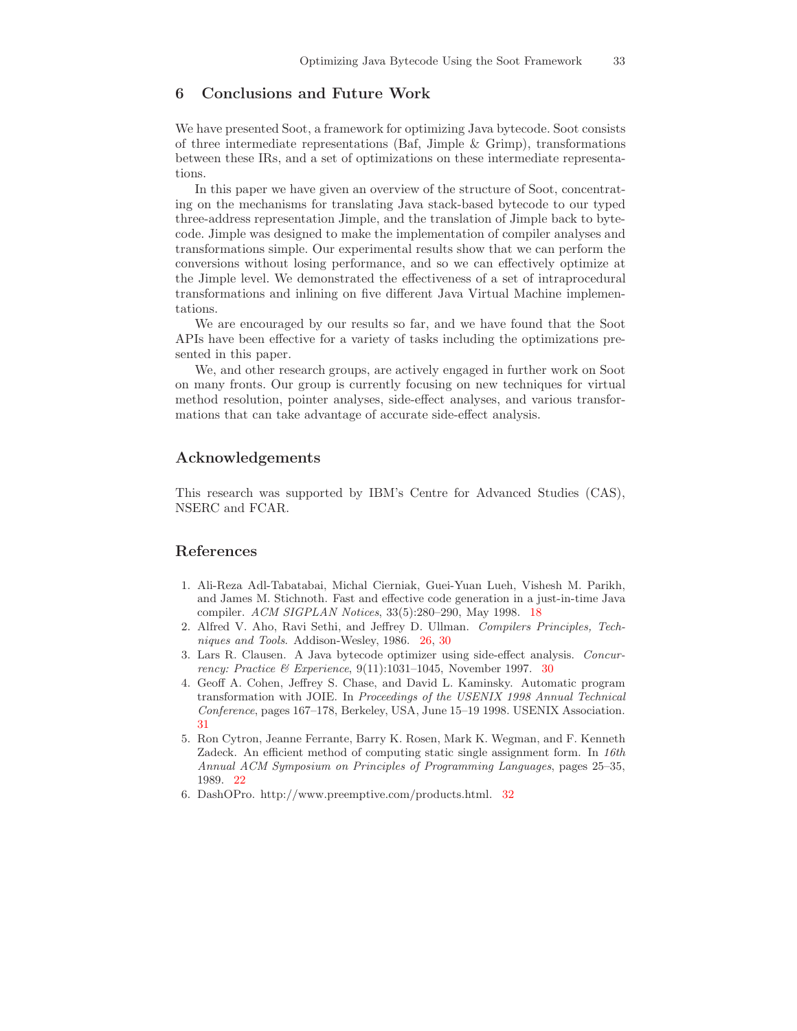## 6 Conclusions and Future Work

We have presented Soot, a framework for optimizing Java bytecode. Soot consists of three intermediate representations (Baf, Jimple & Grimp), transformations between these IRs, and a set of optimizations on these intermediate representations.

In this paper we have given an overview of the structure of Soot, concentrating on the mechanisms for translating Java stack-based bytecode to our typed three-address representation Jimple, and the translation of Jimple back to bytecode. Jimple was designed to make the implementation of compiler analyses and transformations simple. Our experimental results show that we can perform the conversions without losing performance, and so we can effectively optimize at the Jimple level. We demonstrated the effectiveness of a set of intraprocedural transformations and inlining on five different Java Virtual Machine implementations.

We are encouraged by our results so far, and we have found that the Soot APIs have been effective for a variety of tasks including the optimizations presented in this paper.

We, and other research groups, are actively engaged in further work on Soot on many fronts. Our group is currently focusing on new techniques for virtual method resolution, pointer analyses, side-effect analyses, and various transformations that can take advantage of accurate side-effect analysis.

## Acknowledgements

This research was supported by IBM's Centre for Advanced Studies (CAS), NSERC and FCAR.

## References

1. Ali-Reza Adl-Tabatabai, Michal Cierniak, Guei-Yuan Lueh, Vishesh M. Parikh, and James M. Stichnoth. Fast and effective code generation in a just-in-time Java compiler. *ACM SIGPLAN Notices*, 33(5):280–290, May 1998. 18
2. Alfred V. Aho, Ravi Sethi, and Jeffrey D. Ullman. *Compilers Principles, Techniques and Tools*. Addison-Wesley, 1986. 26, 30
3. Lars R. Clausen. A Java bytecode optimizer using side-effect analysis. *Concurrency: Practice & Experience*, 9(11):1031–1045, November 1997. 30
4. Geoff A. Cohen, Jeffrey S. Chase, and David L. Kaminsky. Automatic program transformation with JOIE. In *Proceedings of the USENIX 1998 Annual Technical Conference*, pages 167–178, Berkeley, USA, June 15–19 1998. USENIX Association. 31
5. Ron Cytron, Jeanne Ferrante, Barry K. Rosen, Mark K. Wegman, and F. Kenneth Zadeck. An efficient method of computing static single assignment form. In *16th Annual ACM Symposium on Principles of Programming Languages*, pages 25–35, 1989. 22
6. DashOPro. http://www.preemptive.com/products.html. 32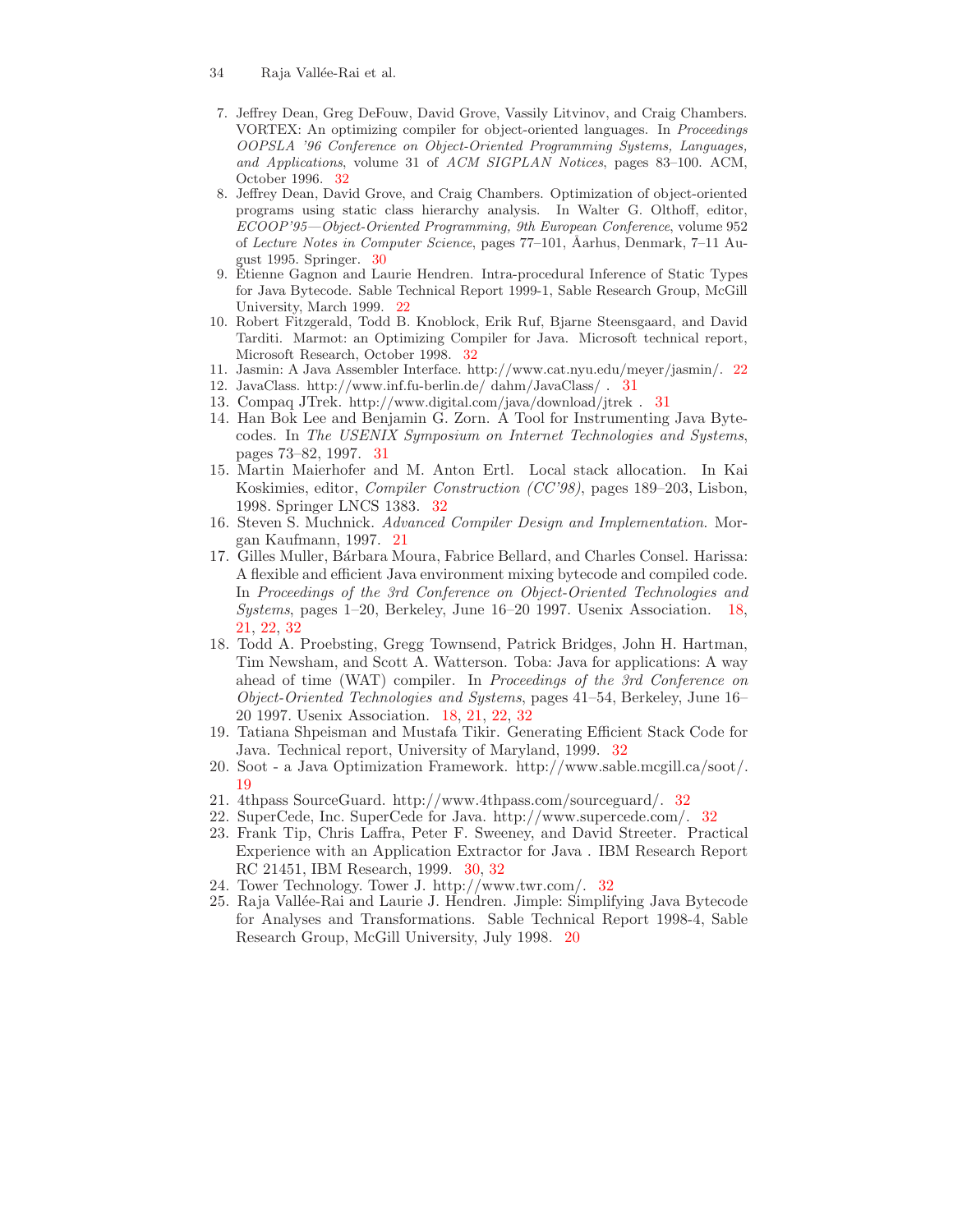7. Jeffrey Dean, Greg DeFouw, David Grove, Vassily Litvinov, and Craig Chambers. VORTEX: An optimizing compiler for object-oriented languages. In *Proceedings OOPSLA '96 Conference on Object-Oriented Programming Systems, Languages, and Applications*, volume 31 of *ACM SIGPLAN Notices*, pages 83–100. ACM, October 1996. 32
8. Jeffrey Dean, David Grove, and Craig Chambers. Optimization of object-oriented programs using static class hierarchy analysis. In Walter G. Olthoff, editor, *ECOOP'95—Object-Oriented Programming, 9th European Conference*, volume 952 of *Lecture Notes in Computer Science*, pages 77–101, Åarhus, Denmark, 7–11 August 1995. Springer. 30
9. Étienne Gagnon and Laurie Hendren. Intra-procedural Inference of Static Types for Java Bytecode. Sable Technical Report 1999-1, Sable Research Group, McGill University, March 1999. 22
10. Robert Fitzgerald, Todd B. Knoblock, Erik Ruf, Bjarne Steensgaard, and David Tarditi. Marmot: an Optimizing Compiler for Java. Microsoft technical report, Microsoft Research, October 1998. 32
11. Jasmin: A Java Assembler Interface. http://www.cat.nyu.edu/meyer/jasmin/. 22
12. JavaClass. http://www.inf.fu-berlin.de/ dahm/JavaClass/ . 31
13. Compaq JTrek. http://www.digital.com/java/download/jtrek . 31
14. Han Bok Lee and Benjamin G. Zorn. A Tool for Instrumenting Java Bytecodes. In *The USENIX Symposium on Internet Technologies and Systems*, pages 73–82, 1997. 31
15. Martin Maierhofer and M. Anton Ertl. Local stack allocation. In Kai Koskimies, editor, *Compiler Construction (CC'98)*, pages 189–203, Lisbon, 1998. Springer LNCS 1383. 32
16. Steven S. Muchnick. *Advanced Compiler Design and Implementation*. Morgan Kaufmann, 1997. 21
17. Gilles Muller, Bárbara Moura, Fabrice Bellard, and Charles Consel. Harissa: A flexible and efficient Java environment mixing bytecode and compiled code. In *Proceedings of the 3rd Conference on Object-Oriented Technologies and Systems*, pages 1–20, Berkeley, June 16–20 1997. Usenix Association. 18, 21, 22, 32
18. Todd A. Proebsting, Gregg Townsend, Patrick Bridges, John H. Hartman, Tim Newsham, and Scott A. Watterson. Toba: Java for applications: A way ahead of time (WAT) compiler. In *Proceedings of the 3rd Conference on Object-Oriented Technologies and Systems*, pages 41–54, Berkeley, June 16–20 1997. Usenix Association. 18, 21, 22, 32
19. Tatiana Shpeisman and Mustafa Tikir. Generating Efficient Stack Code for Java. Technical report, University of Maryland, 1999. 32
20. Soot - a Java Optimization Framework. http://www.sable.mcgill.ca/soot/. 19
21. 4thpass SourceGuard. http://www.4thpass.com/sourceguard/. 32
22. SuperCede, Inc. SuperCede for Java. http://www.supercede.com/. 32
23. Frank Tip, Chris Laffra, Peter F. Sweeney, and David Streeter. Practical Experience with an Application Extractor for Java . IBM Research Report RC 21451, IBM Research, 1999. 30, 32
24. Tower Technology. Tower J. http://www.twr.com/. 32
25. Raja Vallée-Rai and Laurie J. Hendren. Jimple: Simplifying Java Bytecode for Analyses and Transformations. Sable Technical Report 1998-4, Sable Research Group, McGill University, July 1998. 20